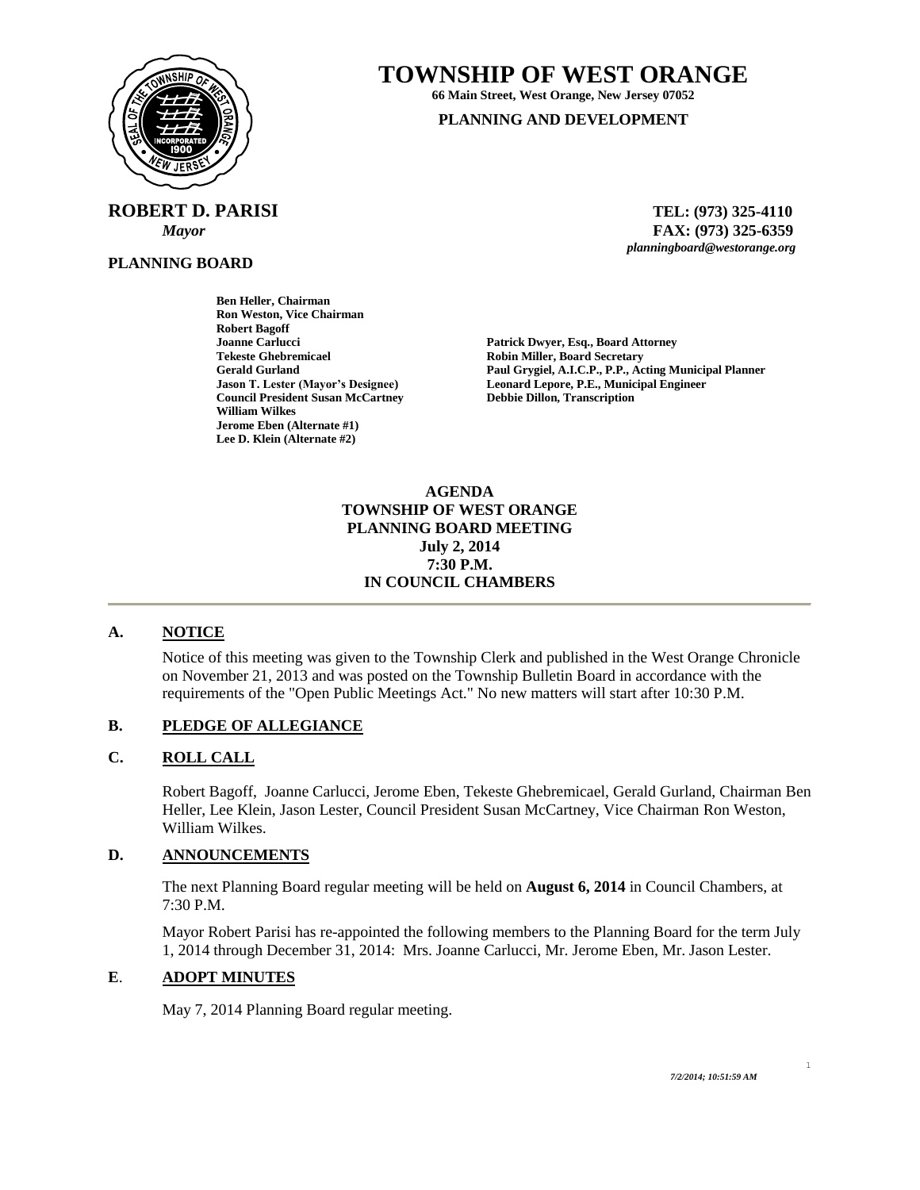# TOWNSHIP OF WEST ORANGE

**66 Main Street, West Orange, New Jersey 07052**

**PLANNING AND DEVELOPMENT**

**ROBERT D. PARISI**
*Mayor*

**TEL: (973) 325-4110**
**FAX: (973) 325-6359**
*planningboard@westorange.org*

**PLANNING BOARD**

**Ben Heller, Chairman**
**Ron Weston, Vice Chairman**
**Robert Bagoff**
**Joanne Carlucci**
**Tekeste Ghebremicael**
**Gerald Gurland**
**Jason T. Lester (Mayor's Designee)**
**Council President Susan McCartney**
**William Wilkes**
**Jerome Eben (Alternate #1)**
**Lee D. Klein (Alternate #2)**

**Patrick Dwyer, Esq., Board Attorney**
**Robin Miller, Board Secretary**
**Paul Grygiel, A.I.C.P., P.P., Acting Municipal Planner**
**Leonard Lepore, P.E., Municipal Engineer**
**Debbie Dillon, Transcription**

**AGENDA**
**TOWNSHIP OF WEST ORANGE**
**PLANNING BOARD MEETING**
**July 2, 2014**
**7:30 P.M.**
**IN COUNCIL CHAMBERS**

---

## A. NOTICE

Notice of this meeting was given to the Township Clerk and published in the West Orange Chronicle on November 21, 2013 and was posted on the Township Bulletin Board in accordance with the requirements of the "Open Public Meetings Act." No new matters will start after 10:30 P.M.

## B. PLEDGE OF ALLEGIANCE

## C. ROLL CALL

Robert Bagoff, Joanne Carlucci, Jerome Eben, Tekeste Ghebremicael, Gerald Gurland, Chairman Ben Heller, Lee Klein, Jason Lester, Council President Susan McCartney, Vice Chairman Ron Weston, William Wilkes.

## D. ANNOUNCEMENTS

The next Planning Board regular meeting will be held on **August 6, 2014** in Council Chambers, at 7:30 P.M.

Mayor Robert Parisi has re-appointed the following members to the Planning Board for the term July 1, 2014 through December 31, 2014: Mrs. Joanne Carlucci, Mr. Jerome Eben, Mr. Jason Lester.

## E. ADOPT MINUTES

May 7, 2014 Planning Board regular meeting.

*7/2/2014; 10:51:59 AM*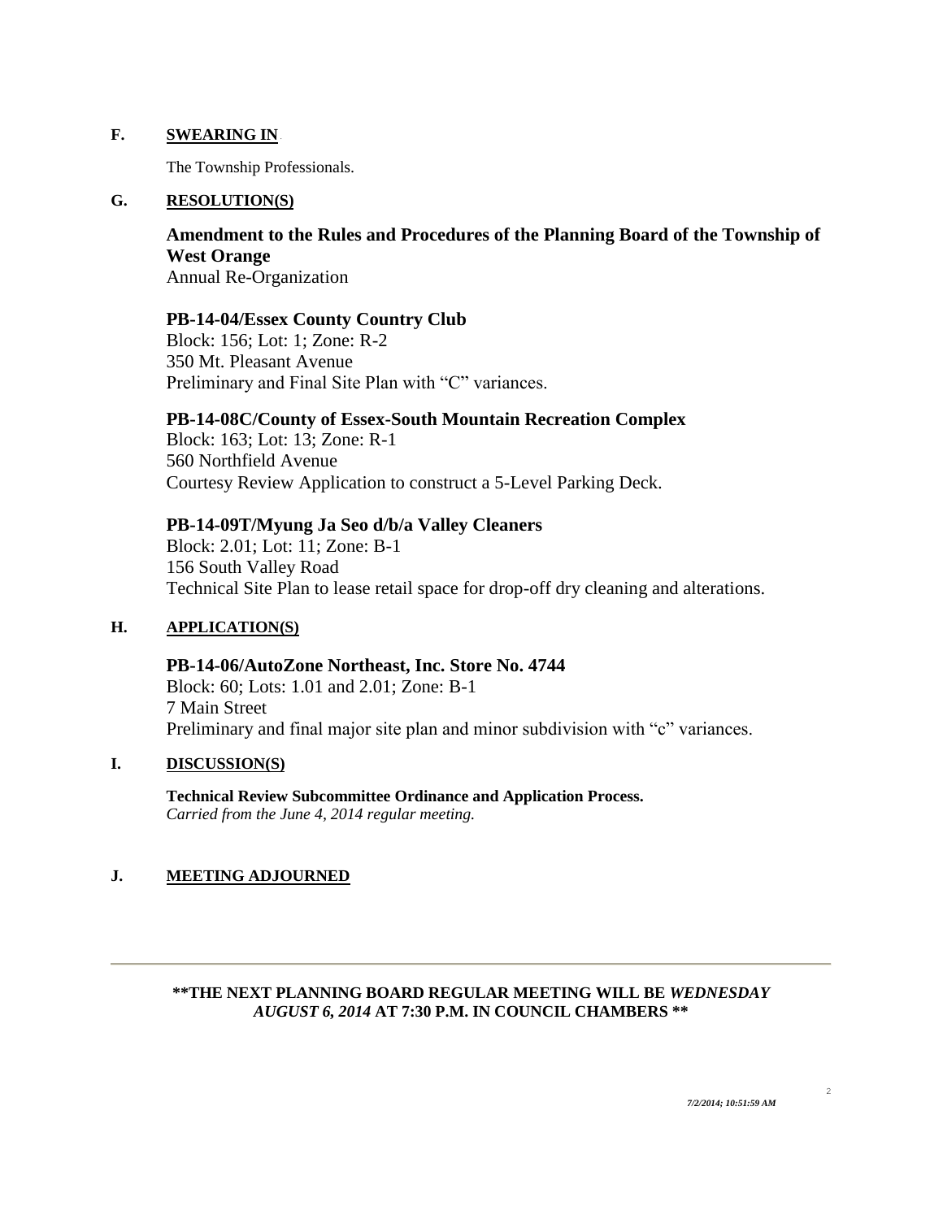**F. SWEARING IN**

The Township Professionals.

**G. RESOLUTION(S)**

**Amendment to the Rules and Procedures of the Planning Board of the Township of West Orange**
Annual Re-Organization

**PB-14-04/Essex County Country Club**
Block: 156; Lot: 1; Zone: R-2
350 Mt. Pleasant Avenue
Preliminary and Final Site Plan with "C" variances.

**PB-14-08C/County of Essex-South Mountain Recreation Complex**
Block: 163; Lot: 13; Zone: R-1
560 Northfield Avenue
Courtesy Review Application to construct a 5-Level Parking Deck.

**PB-14-09T/Myung Ja Seo d/b/a Valley Cleaners**
Block: 2.01; Lot: 11; Zone: B-1
156 South Valley Road
Technical Site Plan to lease retail space for drop-off dry cleaning and alterations.

**H. APPLICATION(S)**

**PB-14-06/AutoZone Northeast, Inc. Store No. 4744**
Block: 60; Lots: 1.01 and 2.01; Zone: B-1
7 Main Street
Preliminary and final major site plan and minor subdivision with "c" variances.

**I. DISCUSSION(S)**

**Technical Review Subcommittee Ordinance and Application Process.**
*Carried from the June 4, 2014 regular meeting.*

**J. MEETING ADJOURNED**

---

**\*\*THE NEXT PLANNING BOARD REGULAR MEETING WILL BE *WEDNESDAY AUGUST 6, 2014* AT 7:30 P.M. IN COUNCIL CHAMBERS \*\***

*7/2/2014; 10:51:59 AM*